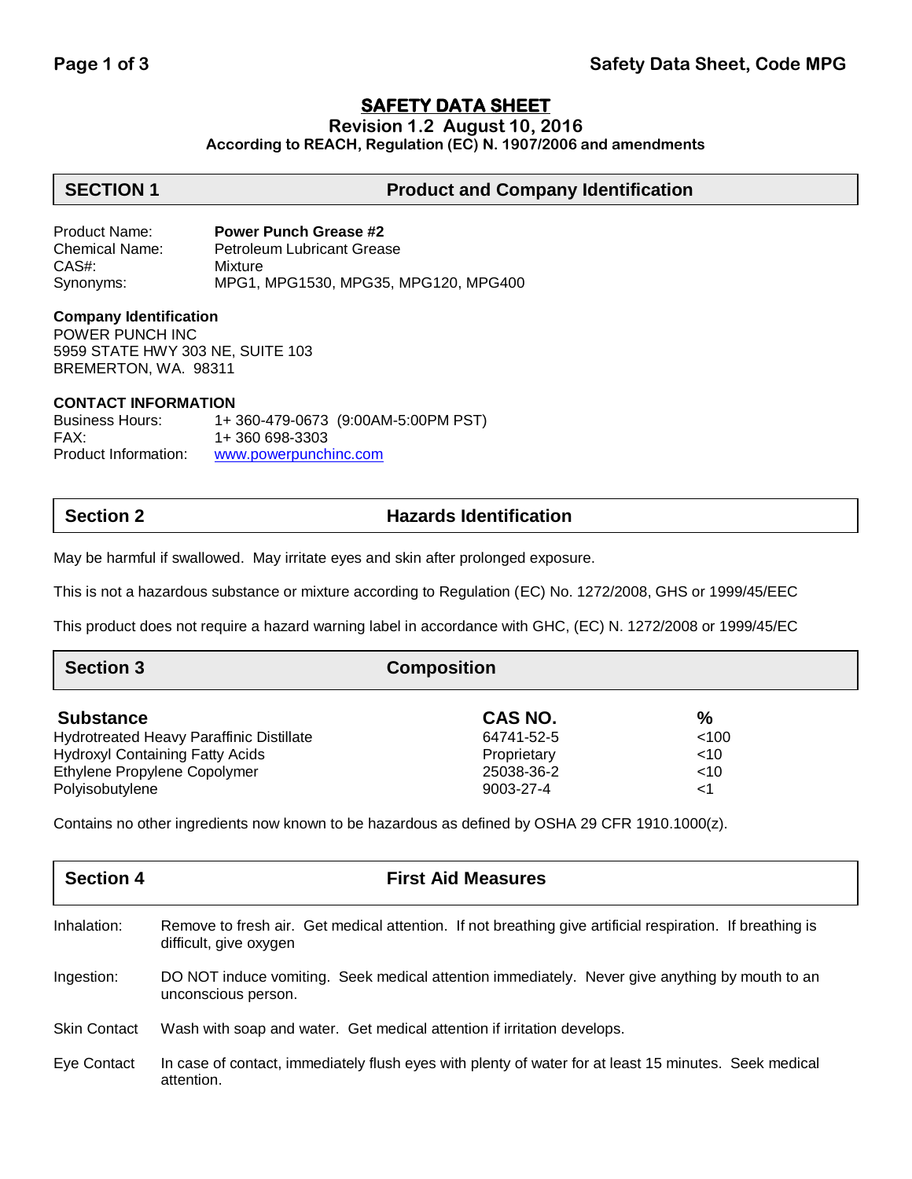# SAFETY DATA SHEET

**Revision 1.2 August 10, 2016**

**According to REACH, Regulation (EC) N. 1907/2006 and amendments**

## SECTION 1 Product and Company Identification

| | |
|---|---|
| Product Name: | **Power Punch Grease #2** |
| Chemical Name: | Petroleum Lubricant Grease |
| CAS#: | Mixture |
| Synonyms: | MPG1, MPG1530, MPG35, MPG120, MPG400 |

**Company Identification**

POWER PUNCH INC
5959 STATE HWY 303 NE, SUITE 103
BREMERTON, WA. 98311

**CONTACT INFORMATION**

| | |
|---|---|
| Business Hours: | 1+ 360-479-0673 (9:00AM-5:00PM PST) |
| FAX: | 1+ 360 698-3303 |
| Product Information: | www.powerpunchinc.com |

## Section 2 Hazards Identification

May be harmful if swallowed. May irritate eyes and skin after prolonged exposure.

This is not a hazardous substance or mixture according to Regulation (EC) No. 1272/2008, GHS or 1999/45/EEC

This product does not require a hazard warning label in accordance with GHC, (EC) N. 1272/2008 or 1999/45/EC

## Section 3 Composition

| Substance | CAS NO. | % |
|---|---|---|
| Hydrotreated Heavy Paraffinic Distillate | 64741-52-5 | <100 |
| Hydroxyl Containing Fatty Acids | Proprietary | <10 |
| Ethylene Propylene Copolymer | 25038-36-2 | <10 |
| Polyisobutylene | 9003-27-4 | <1 |

Contains no other ingredients now known to be hazardous as defined by OSHA 29 CFR 1910.1000(z).

## Section 4 First Aid Measures

**Inhalation:** Remove to fresh air. Get medical attention. If not breathing give artificial respiration. If breathing is difficult, give oxygen

**Ingestion:** DO NOT induce vomiting. Seek medical attention immediately. Never give anything by mouth to an unconscious person.

**Skin Contact** Wash with soap and water. Get medical attention if irritation develops.

**Eye Contact** In case of contact, immediately flush eyes with plenty of water for at least 15 minutes. Seek medical attention.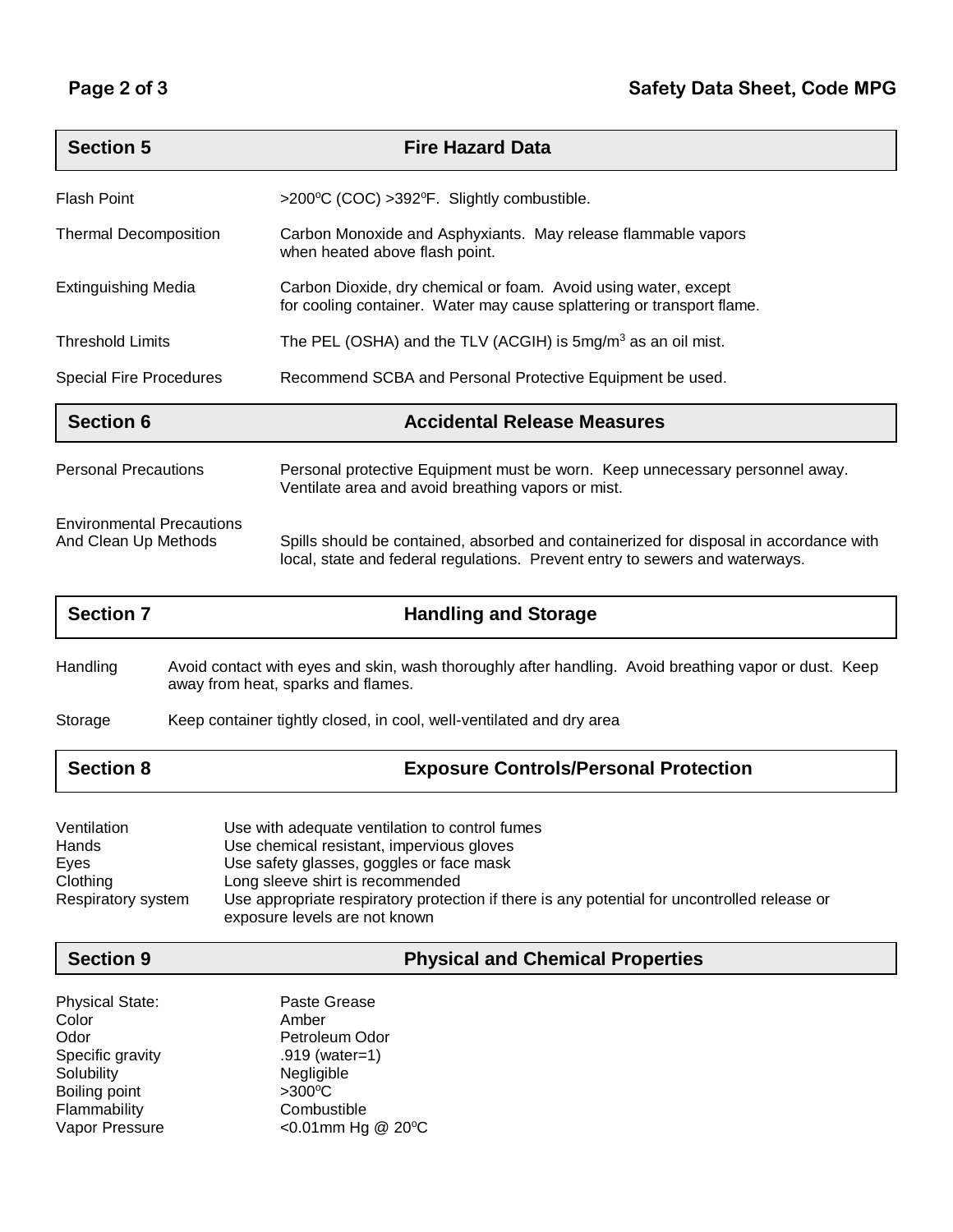## Section 5 — Fire Hazard Data

| | |
|---|---|
| Flash Point | >200°C (COC) >392°F. Slightly combustible. |
| Thermal Decomposition | Carbon Monoxide and Asphyxiants. May release flammable vapors when heated above flash point. |
| Extinguishing Media | Carbon Dioxide, dry chemical or foam. Avoid using water, except for cooling container. Water may cause splattering or transport flame. |
| Threshold Limits | The PEL (OSHA) and the TLV (ACGIH) is 5mg/m$^3$ as an oil mist. |
| Special Fire Procedures | Recommend SCBA and Personal Protective Equipment be used. |

## Section 6 — Accidental Release Measures

| | |
|---|---|
| Personal Precautions | Personal protective Equipment must be worn. Keep unnecessary personnel away. Ventilate area and avoid breathing vapors or mist. |
| Environmental Precautions And Clean Up Methods | Spills should be contained, absorbed and containerized for disposal in accordance with local, state and federal regulations. Prevent entry to sewers and waterways. |

## Section 7 — Handling and Storage

| | |
|---|---|
| Handling | Avoid contact with eyes and skin, wash thoroughly after handling. Avoid breathing vapor or dust. Keep away from heat, sparks and flames. |
| Storage | Keep container tightly closed, in cool, well-ventilated and dry area |

## Section 8 — Exposure Controls/Personal Protection

| | |
|---|---|
| Ventilation | Use with adequate ventilation to control fumes |
| Hands | Use chemical resistant, impervious gloves |
| Eyes | Use safety glasses, goggles or face mask |
| Clothing | Long sleeve shirt is recommended |
| Respiratory system | Use appropriate respiratory protection if there is any potential for uncontrolled release or exposure levels are not known |

## Section 9 — Physical and Chemical Properties

| | |
|---|---|
| Physical State: | Paste Grease |
| Color | Amber |
| Odor | Petroleum Odor |
| Specific gravity | .919 (water=1) |
| Solubility | Negligible |
| Boiling point | >300°C |
| Flammability | Combustible |
| Vapor Pressure | <0.01mm Hg @ 20°C |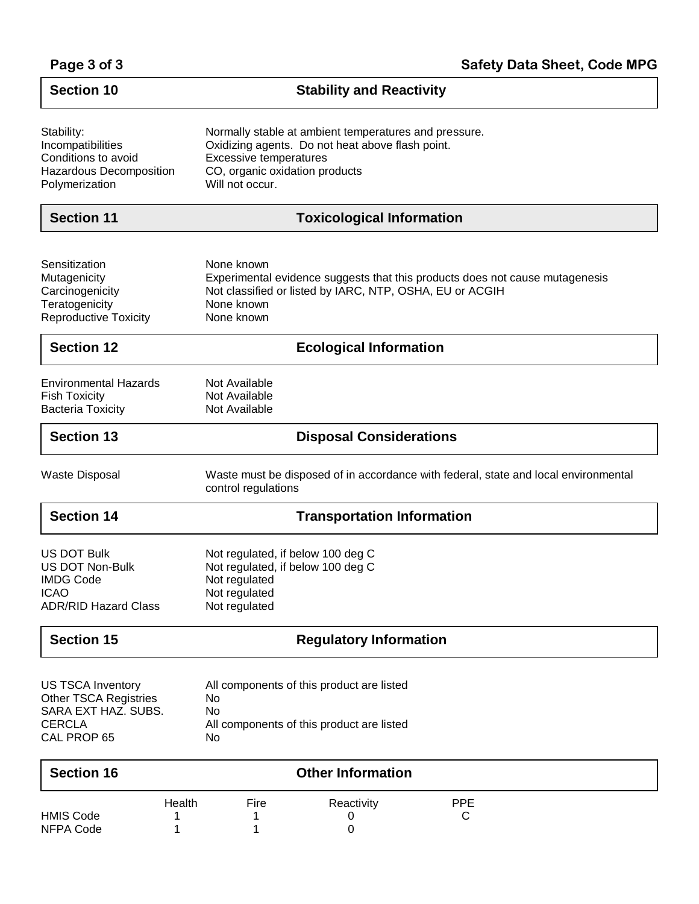## Section 10 Stability and Reactivity

| | |
|---|---|
| Stability: | Normally stable at ambient temperatures and pressure. |
| Incompatibilities | Oxidizing agents. Do not heat above flash point. |
| Conditions to avoid | Excessive temperatures |
| Hazardous Decomposition | CO, organic oxidation products |
| Polymerization | Will not occur. |

## Section 11 Toxicological Information

| | |
|---|---|
| Sensitization | None known |
| Mutagenicity | Experimental evidence suggests that this products does not cause mutagenesis |
| Carcinogenicity | Not classified or listed by IARC, NTP, OSHA, EU or ACGIH |
| Teratogenicity | None known |
| Reproductive Toxicity | None known |

## Section 12 Ecological Information

| | |
|---|---|
| Environmental Hazards | Not Available |
| Fish Toxicity | Not Available |
| Bacteria Toxicity | Not Available |

## Section 13 Disposal Considerations

| | |
|---|---|
| Waste Disposal | Waste must be disposed of in accordance with federal, state and local environmental control regulations |

## Section 14 Transportation Information

| | |
|---|---|
| US DOT Bulk | Not regulated, if below 100 deg C |
| US DOT Non-Bulk | Not regulated, if below 100 deg C |
| IMDG Code | Not regulated |
| ICAO | Not regulated |
| ADR/RID Hazard Class | Not regulated |

## Section 15 Regulatory Information

| | |
|---|---|
| US TSCA Inventory | All components of this product are listed |
| Other TSCA Registries | No |
| SARA EXT HAZ. SUBS. | No |
| CERCLA | All components of this product are listed |
| CAL PROP 65 | No |

## Section 16 Other Information

| | Health | Fire | Reactivity | PPE |
|---|---|---|---|---|
| HMIS Code | 1 | 1 | 0 | C |
| NFPA Code | 1 | 1 | 0 | |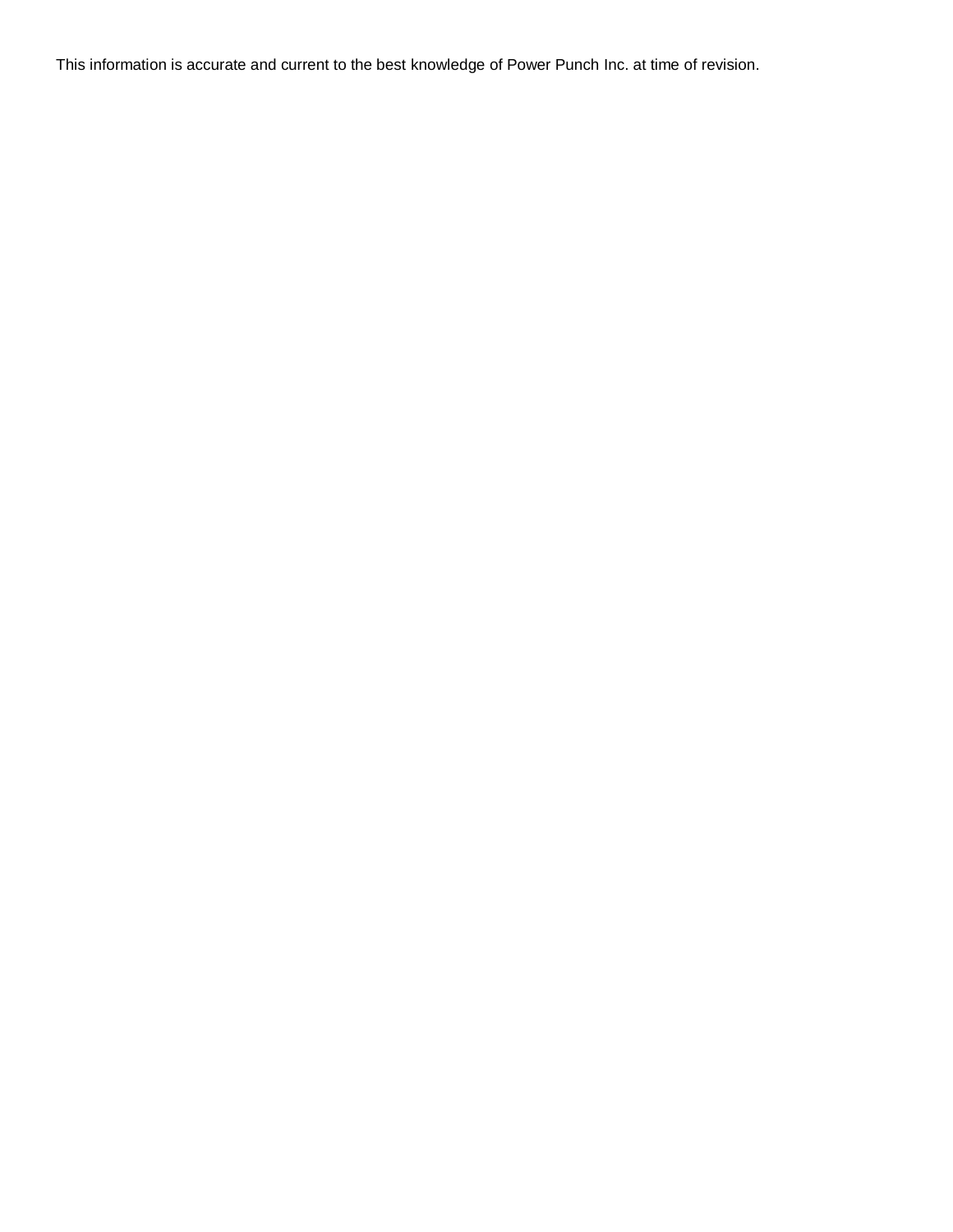This information is accurate and current to the best knowledge of Power Punch Inc. at time of revision.